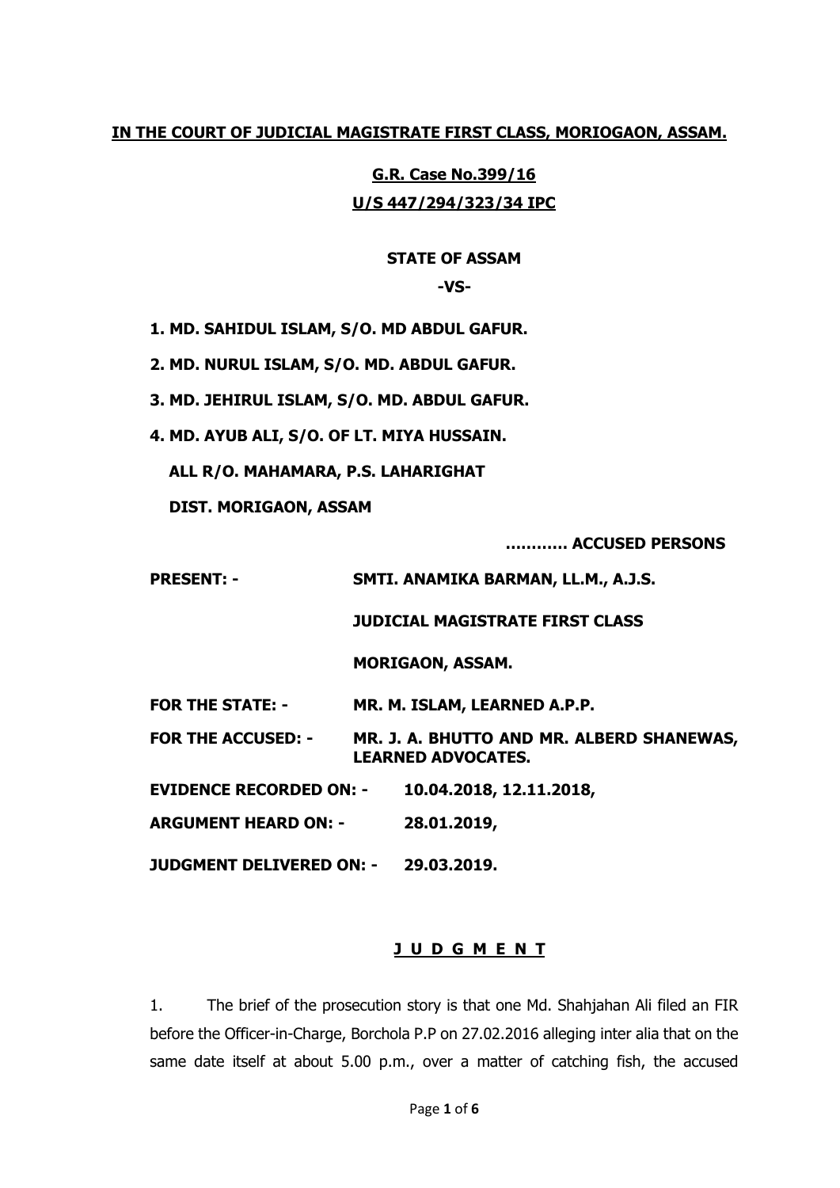**IN THE COURT OF JUDICIAL MAGISTRATE FIRST CLASS, MORIOGAON, ASSAM.**

**G.R. Case No.399/16**

**U/S 447/294/323/34 IPC**

**STATE OF ASSAM**

**-VS-**

**1. MD. SAHIDUL ISLAM, S/O. MD ABDUL GAFUR.**

**2. MD. NURUL ISLAM, S/O. MD. ABDUL GAFUR.**

**3. MD. JEHIRUL ISLAM, S/O. MD. ABDUL GAFUR.**

**4. MD. AYUB ALI, S/O. OF LT. MIYA HUSSAIN.**

**ALL R/O. MAHAMARA, P.S. LAHARIGHAT**

**DIST. MORIGAON, ASSAM**

**………… ACCUSED PERSONS**

**PRESENT: -** **SMTI. ANAMIKA BARMAN, LL.M., A.J.S.**

**JUDICIAL MAGISTRATE FIRST CLASS**

**MORIGAON, ASSAM.**

**FOR THE STATE: -** **MR. M. ISLAM, LEARNED A.P.P.**

**FOR THE ACCUSED: -** **MR. J. A. BHUTTO AND MR. ALBERD SHANEWAS, LEARNED ADVOCATES.**

**EVIDENCE RECORDED ON: -** **10.04.2018, 12.11.2018,**

**ARGUMENT HEARD ON: -** **28.01.2019,**

**JUDGMENT DELIVERED ON: -** **29.03.2019.**

## J U D G M E N T

1. The brief of the prosecution story is that one Md. Shahjahan Ali filed an FIR before the Officer-in-Charge, Borchola P.P on 27.02.2016 alleging inter alia that on the same date itself at about 5.00 p.m., over a matter of catching fish, the accused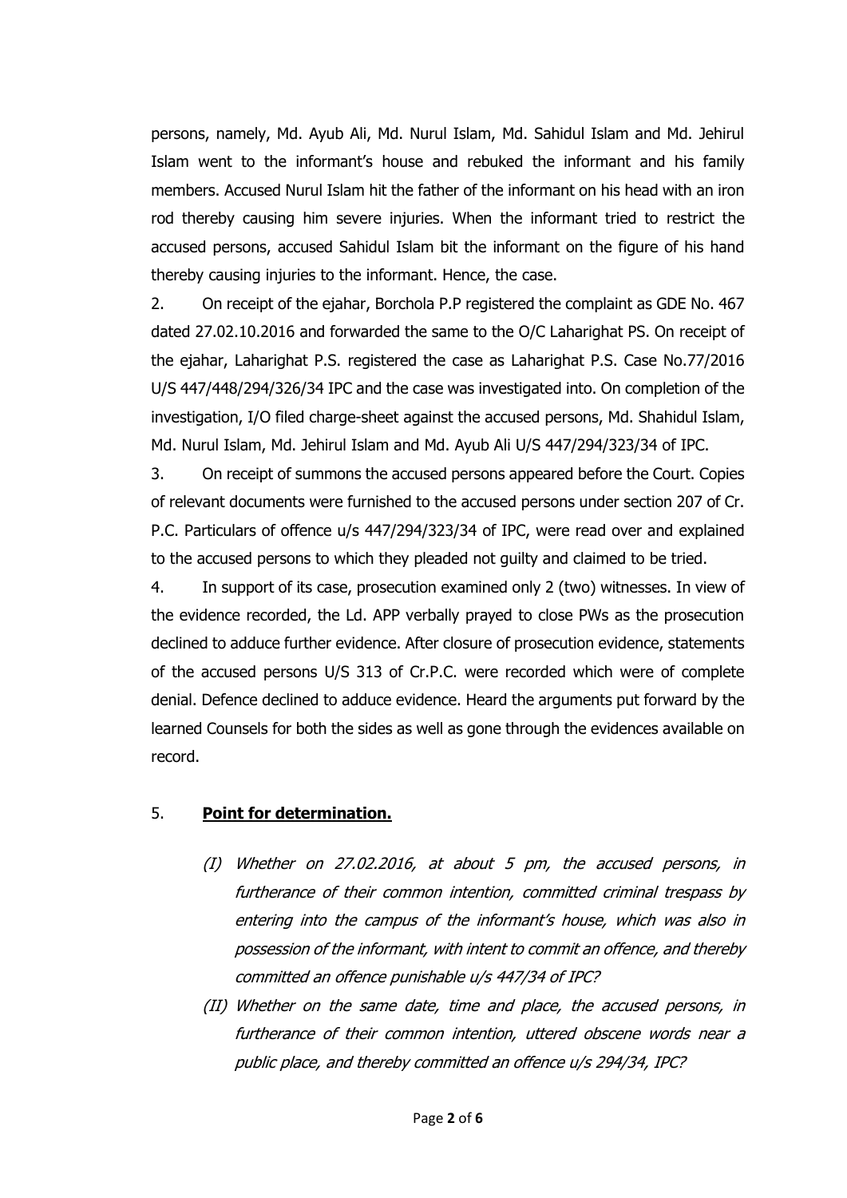persons, namely, Md. Ayub Ali, Md. Nurul Islam, Md. Sahidul Islam and Md. Jehirul Islam went to the informant's house and rebuked the informant and his family members. Accused Nurul Islam hit the father of the informant on his head with an iron rod thereby causing him severe injuries. When the informant tried to restrict the accused persons, accused Sahidul Islam bit the informant on the figure of his hand thereby causing injuries to the informant. Hence, the case.

2. On receipt of the ejahar, Borchola P.P registered the complaint as GDE No. 467 dated 27.02.10.2016 and forwarded the same to the O/C Laharighat PS. On receipt of the ejahar, Laharighat P.S. registered the case as Laharighat P.S. Case No.77/2016 U/S 447/448/294/326/34 IPC and the case was investigated into. On completion of the investigation, I/O filed charge-sheet against the accused persons, Md. Shahidul Islam, Md. Nurul Islam, Md. Jehirul Islam and Md. Ayub Ali U/S 447/294/323/34 of IPC.

3. On receipt of summons the accused persons appeared before the Court. Copies of relevant documents were furnished to the accused persons under section 207 of Cr. P.C. Particulars of offence u/s 447/294/323/34 of IPC, were read over and explained to the accused persons to which they pleaded not guilty and claimed to be tried.

4. In support of its case, prosecution examined only 2 (two) witnesses. In view of the evidence recorded, the Ld. APP verbally prayed to close PWs as the prosecution declined to adduce further evidence. After closure of prosecution evidence, statements of the accused persons U/S 313 of Cr.P.C. were recorded which were of complete denial. Defence declined to adduce evidence. Heard the arguments put forward by the learned Counsels for both the sides as well as gone through the evidences available on record.

5. **<u>Point for determination.</u>**

*(I) Whether on 27.02.2016, at about 5 pm, the accused persons, in furtherance of their common intention, committed criminal trespass by entering into the campus of the informant's house, which was also in possession of the informant, with intent to commit an offence, and thereby committed an offence punishable u/s 447/34 of IPC?*

*(II) Whether on the same date, time and place, the accused persons, in furtherance of their common intention, uttered obscene words near a public place, and thereby committed an offence u/s 294/34, IPC?*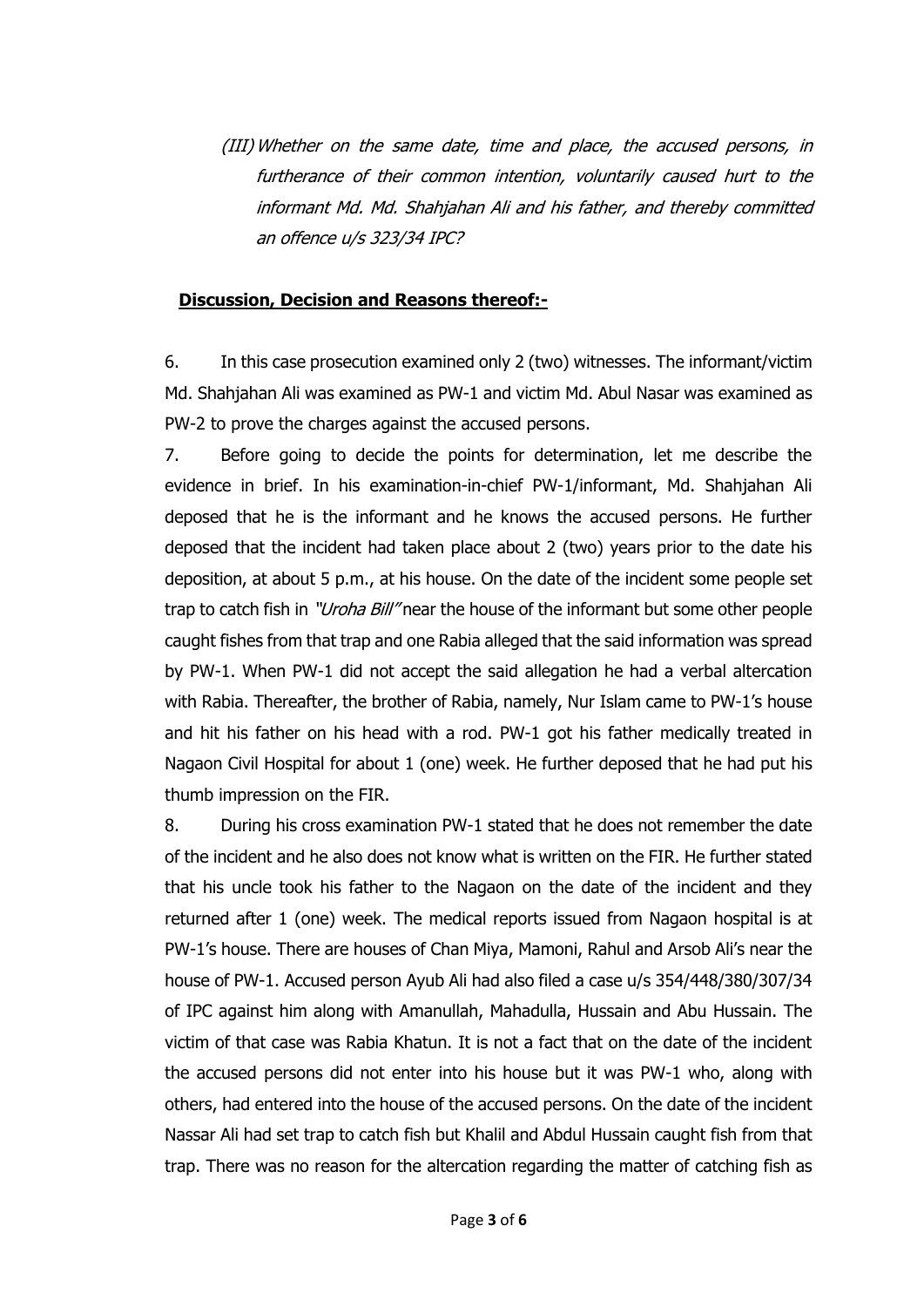*(III) Whether on the same date, time and place, the accused persons, in furtherance of their common intention, voluntarily caused hurt to the informant Md. Md. Shahjahan Ali and his father, and thereby committed an offence u/s 323/34 IPC?*

**Discussion, Decision and Reasons thereof:-**

6. In this case prosecution examined only 2 (two) witnesses. The informant/victim Md. Shahjahan Ali was examined as PW-1 and victim Md. Abul Nasar was examined as PW-2 to prove the charges against the accused persons.

7. Before going to decide the points for determination, let me describe the evidence in brief. In his examination-in-chief PW-1/informant, Md. Shahjahan Ali deposed that he is the informant and he knows the accused persons. He further deposed that the incident had taken place about 2 (two) years prior to the date his deposition, at about 5 p.m., at his house. On the date of the incident some people set trap to catch fish in *"Uroha Bill"* near the house of the informant but some other people caught fishes from that trap and one Rabia alleged that the said information was spread by PW-1. When PW-1 did not accept the said allegation he had a verbal altercation with Rabia. Thereafter, the brother of Rabia, namely, Nur Islam came to PW-1's house and hit his father on his head with a rod. PW-1 got his father medically treated in Nagaon Civil Hospital for about 1 (one) week. He further deposed that he had put his thumb impression on the FIR.

8. During his cross examination PW-1 stated that he does not remember the date of the incident and he also does not know what is written on the FIR. He further stated that his uncle took his father to the Nagaon on the date of the incident and they returned after 1 (one) week. The medical reports issued from Nagaon hospital is at PW-1's house. There are houses of Chan Miya, Mamoni, Rahul and Arsob Ali's near the house of PW-1. Accused person Ayub Ali had also filed a case u/s 354/448/380/307/34 of IPC against him along with Amanullah, Mahadulla, Hussain and Abu Hussain. The victim of that case was Rabia Khatun. It is not a fact that on the date of the incident the accused persons did not enter into his house but it was PW-1 who, along with others, had entered into the house of the accused persons. On the date of the incident Nassar Ali had set trap to catch fish but Khalil and Abdul Hussain caught fish from that trap. There was no reason for the altercation regarding the matter of catching fish as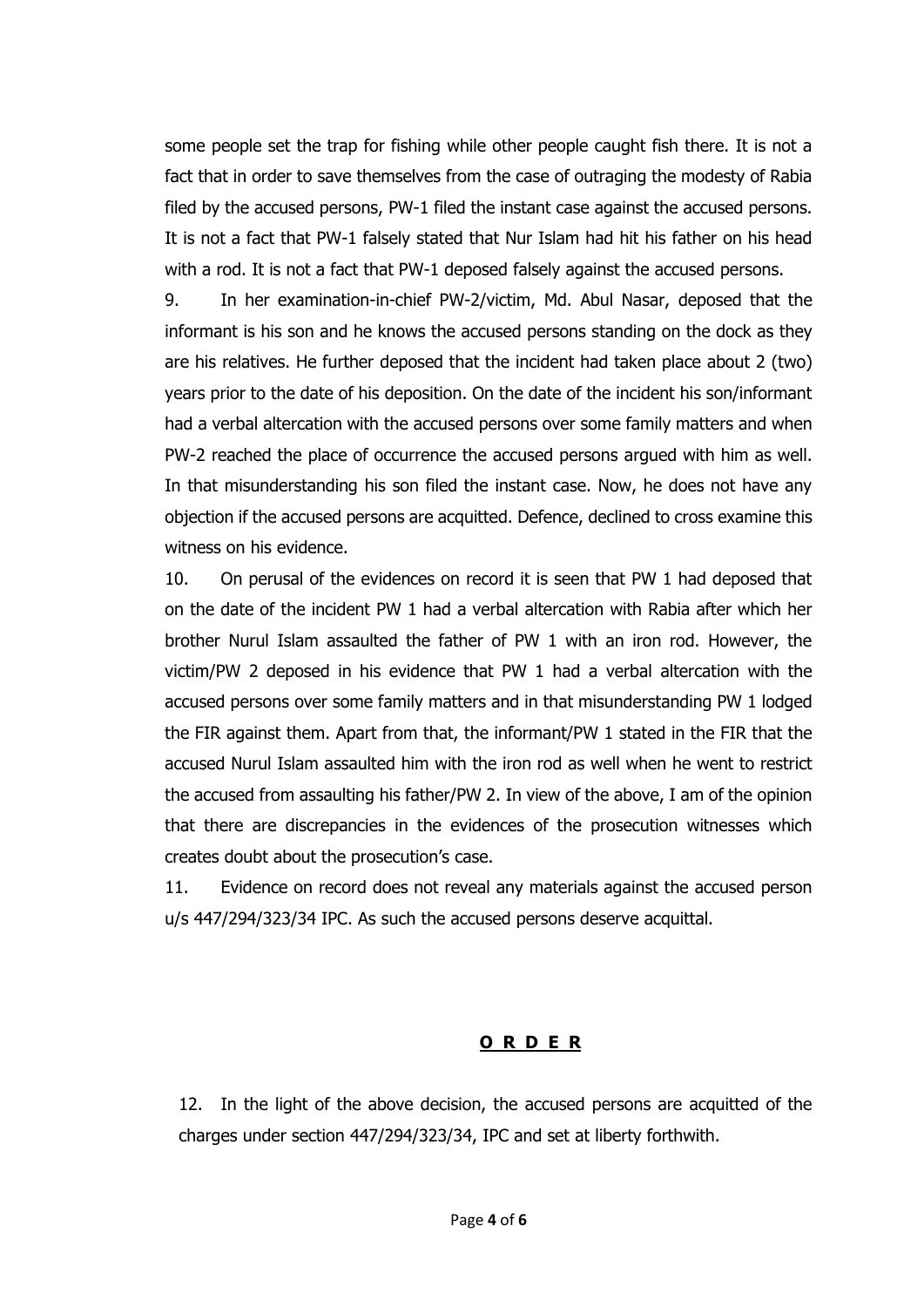some people set the trap for fishing while other people caught fish there. It is not a fact that in order to save themselves from the case of outraging the modesty of Rabia filed by the accused persons, PW-1 filed the instant case against the accused persons. It is not a fact that PW-1 falsely stated that Nur Islam had hit his father on his head with a rod. It is not a fact that PW-1 deposed falsely against the accused persons.

9. In her examination-in-chief PW-2/victim, Md. Abul Nasar, deposed that the informant is his son and he knows the accused persons standing on the dock as they are his relatives. He further deposed that the incident had taken place about 2 (two) years prior to the date of his deposition. On the date of the incident his son/informant had a verbal altercation with the accused persons over some family matters and when PW-2 reached the place of occurrence the accused persons argued with him as well. In that misunderstanding his son filed the instant case. Now, he does not have any objection if the accused persons are acquitted. Defence, declined to cross examine this witness on his evidence.

10. On perusal of the evidences on record it is seen that PW 1 had deposed that on the date of the incident PW 1 had a verbal altercation with Rabia after which her brother Nurul Islam assaulted the father of PW 1 with an iron rod. However, the victim/PW 2 deposed in his evidence that PW 1 had a verbal altercation with the accused persons over some family matters and in that misunderstanding PW 1 lodged the FIR against them. Apart from that, the informant/PW 1 stated in the FIR that the accused Nurul Islam assaulted him with the iron rod as well when he went to restrict the accused from assaulting his father/PW 2. In view of the above, I am of the opinion that there are discrepancies in the evidences of the prosecution witnesses which creates doubt about the prosecution's case.

11. Evidence on record does not reveal any materials against the accused person u/s 447/294/323/34 IPC. As such the accused persons deserve acquittal.

## **O R D E R**

12. In the light of the above decision, the accused persons are acquitted of the charges under section 447/294/323/34, IPC and set at liberty forthwith.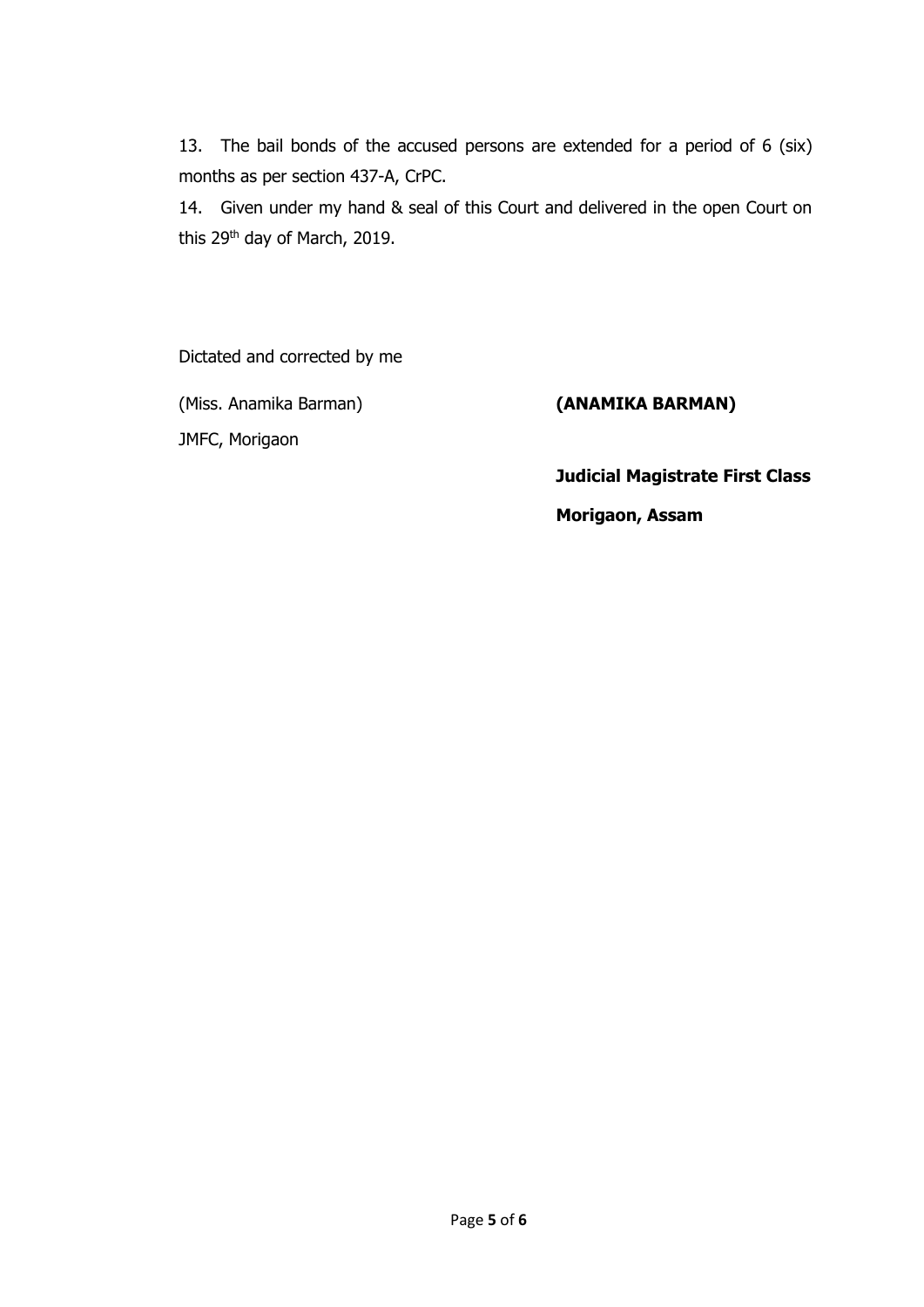13. The bail bonds of the accused persons are extended for a period of 6 (six) months as per section 437-A, CrPC.

14. Given under my hand & seal of this Court and delivered in the open Court on this 29th day of March, 2019.

Dictated and corrected by me

(Miss. Anamika Barman)

JMFC, Morigaon

**(ANAMIKA BARMAN)**

**Judicial Magistrate First Class**

**Morigaon, Assam**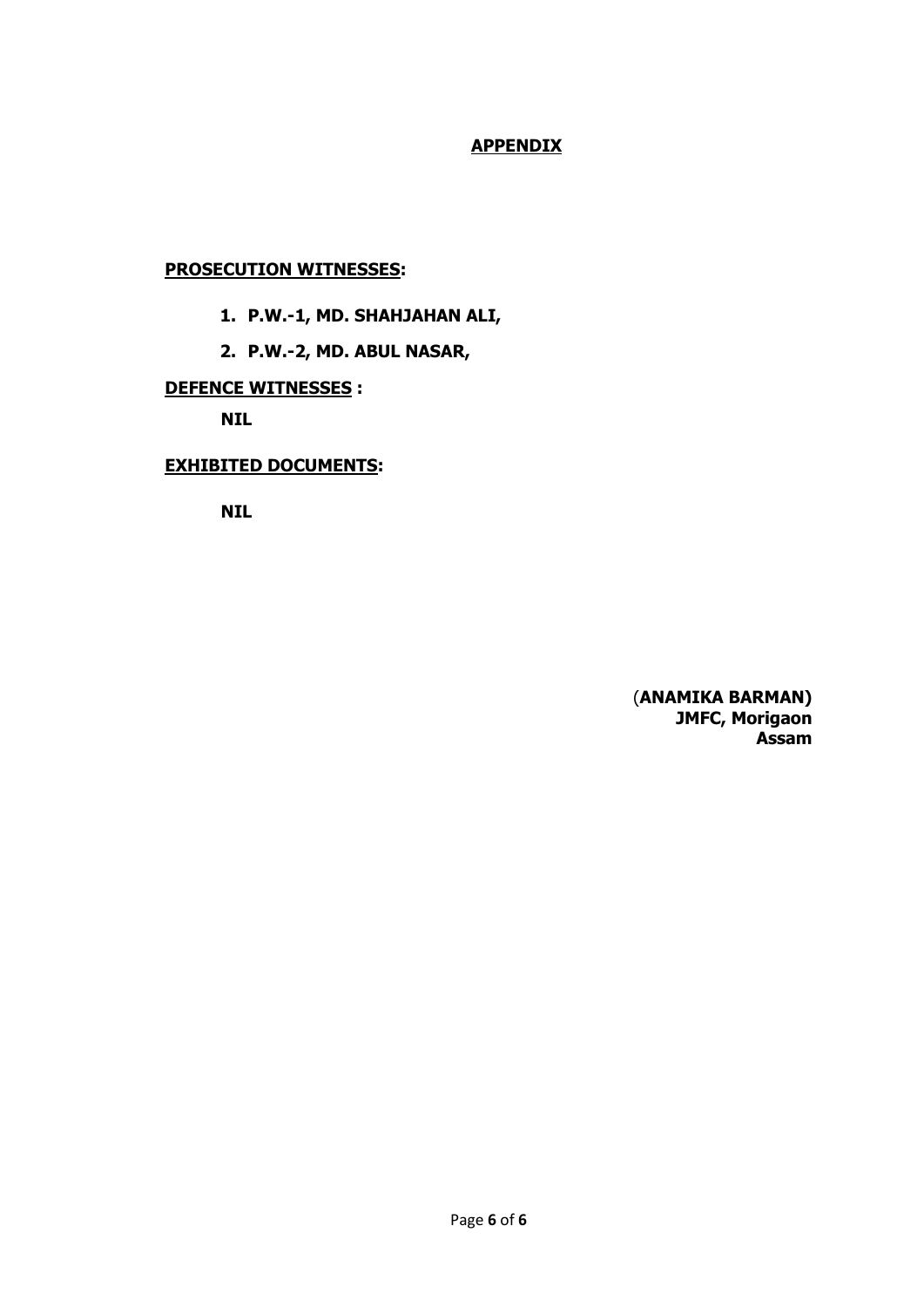## APPENDIX

**PROSECUTION WITNESSES:**

1. **P.W.-1, MD. SHAHJAHAN ALI,**
2. **P.W.-2, MD. ABUL NASAR,**

**DEFENCE WITNESSES :**

**NIL**

**EXHIBITED DOCUMENTS:**

**NIL**

(**ANAMIKA BARMAN)**
**JMFC, Morigaon**
**Assam**